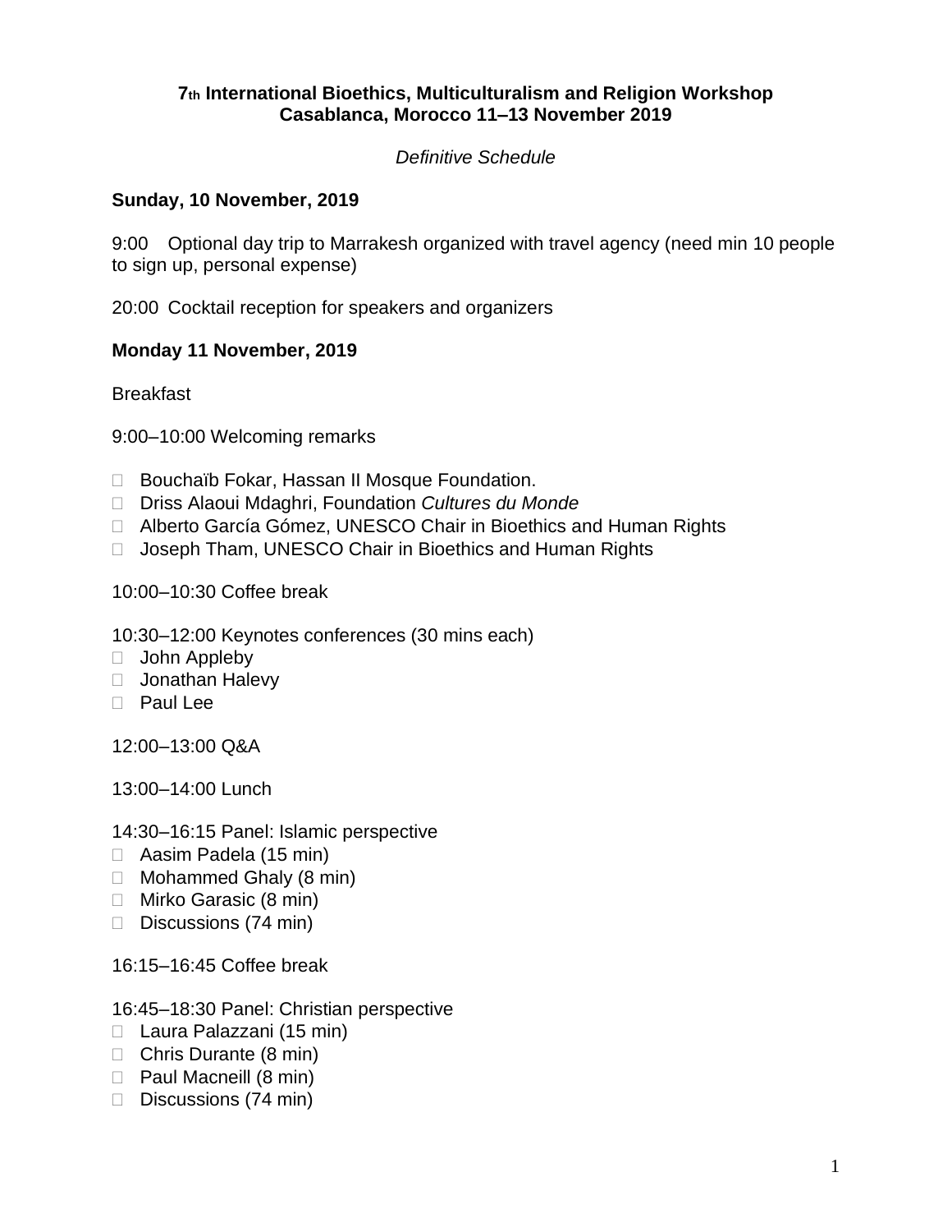**7th International Bioethics, Multiculturalism and Religion Workshop**
**Casablanca, Morocco 11–13 November 2019**

*Definitive Schedule*

**Sunday, 10 November, 2019**

9:00 Optional day trip to Marrakesh organized with travel agency (need min 10 people to sign up, personal expense)

20:00 Cocktail reception for speakers and organizers

**Monday 11 November, 2019**

Breakfast

9:00–10:00 Welcoming remarks

- Bouchaïb Fokar, Hassan II Mosque Foundation.
- Driss Alaoui Mdaghri, Foundation *Cultures du Monde*
- Alberto García Gómez, UNESCO Chair in Bioethics and Human Rights
- Joseph Tham, UNESCO Chair in Bioethics and Human Rights

10:00–10:30 Coffee break

10:30–12:00 Keynotes conferences (30 mins each)

- John Appleby
- Jonathan Halevy
- Paul Lee

12:00–13:00 Q&A

13:00–14:00 Lunch

14:30–16:15 Panel: Islamic perspective

- Aasim Padela (15 min)
- Mohammed Ghaly (8 min)
- Mirko Garasic (8 min)
- Discussions (74 min)

16:15–16:45 Coffee break

16:45–18:30 Panel: Christian perspective

- Laura Palazzani (15 min)
- Chris Durante (8 min)
- Paul Macneill (8 min)
- Discussions (74 min)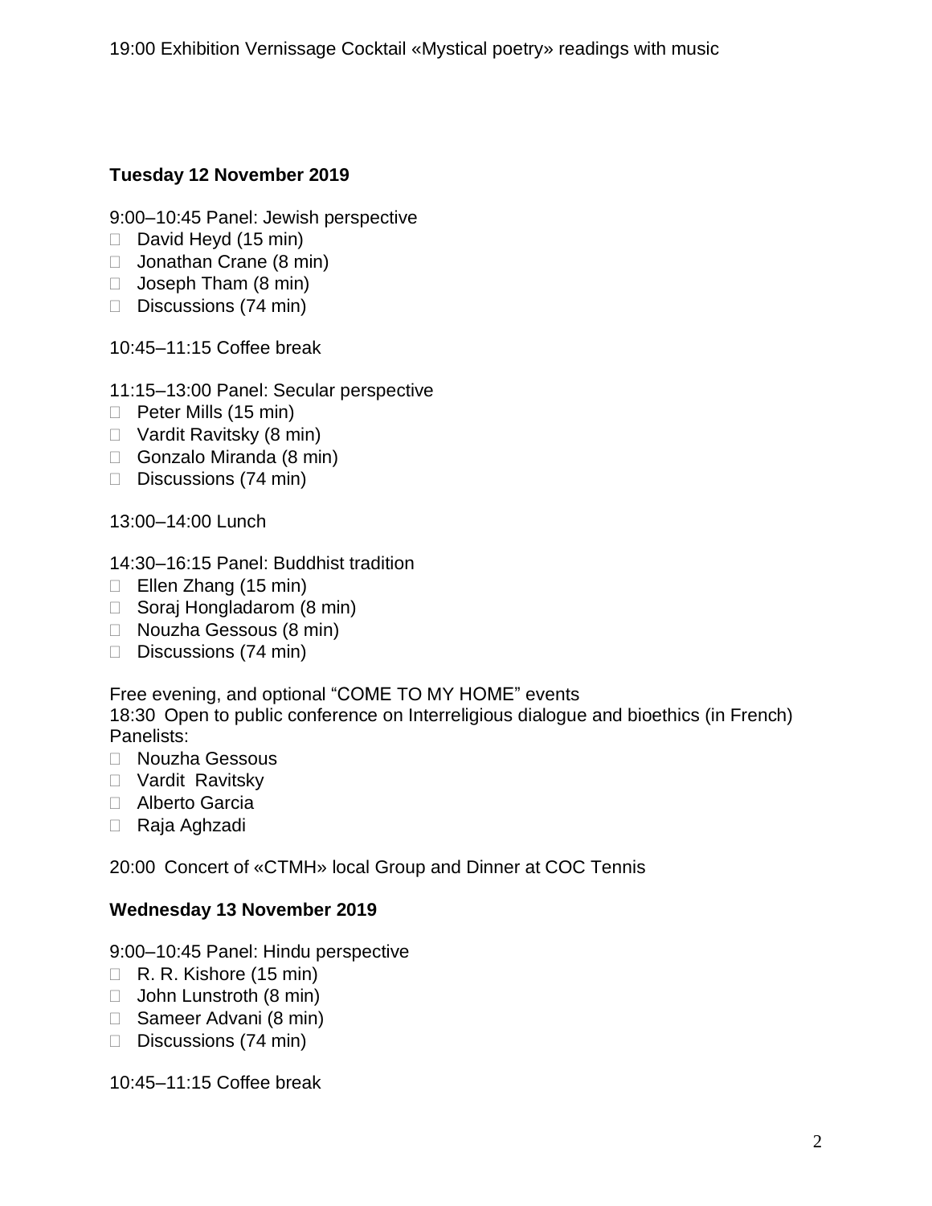19:00 Exhibition Vernissage Cocktail «Mystical poetry» readings with music

**Tuesday 12 November 2019**

9:00–10:45 Panel: Jewish perspective

- David Heyd (15 min)
- Jonathan Crane (8 min)
- Joseph Tham (8 min)
- Discussions (74 min)

10:45–11:15 Coffee break

11:15–13:00 Panel: Secular perspective

- Peter Mills (15 min)
- Vardit Ravitsky (8 min)
- Gonzalo Miranda (8 min)
- Discussions (74 min)

13:00–14:00 Lunch

14:30–16:15 Panel: Buddhist tradition

- Ellen Zhang (15 min)
- Soraj Hongladarom (8 min)
- Nouzha Gessous (8 min)
- Discussions (74 min)

Free evening, and optional "COME TO MY HOME" events
18:30 Open to public conference on Interreligious dialogue and bioethics (in French)
Panelists:

- Nouzha Gessous
- Vardit Ravitsky
- Alberto Garcia
- Raja Aghzadi

20:00 Concert of «CTMH» local Group and Dinner at COC Tennis

**Wednesday 13 November 2019**

9:00–10:45 Panel: Hindu perspective

- R. R. Kishore (15 min)
- John Lunstroth (8 min)
- Sameer Advani (8 min)
- Discussions (74 min)

10:45–11:15 Coffee break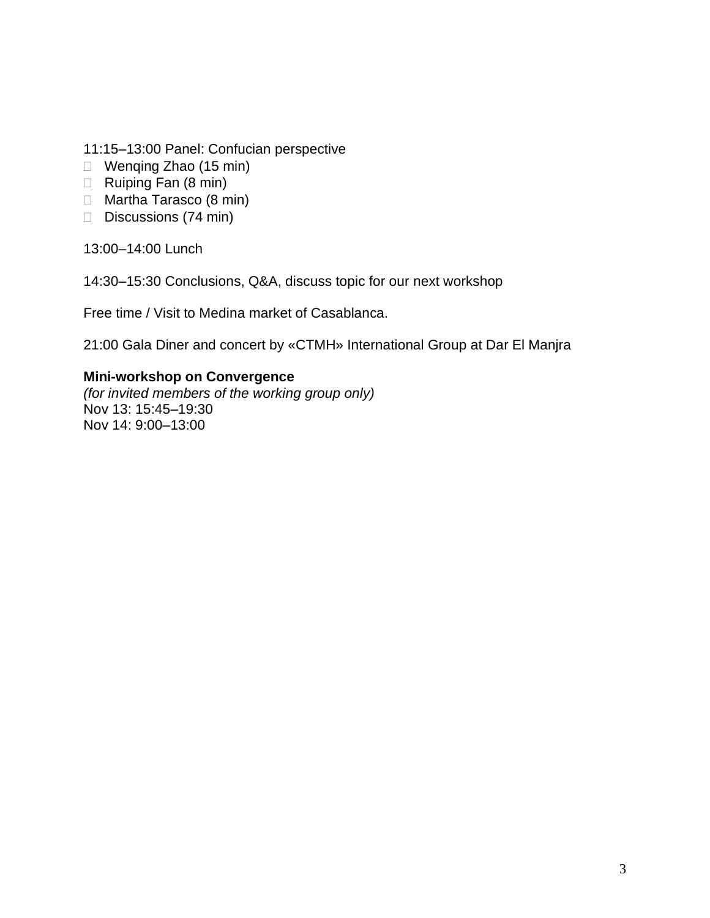11:15–13:00 Panel: Confucian perspective

- Wenqing Zhao (15 min)
- Ruiping Fan (8 min)
- Martha Tarasco (8 min)
- Discussions (74 min)

13:00–14:00 Lunch

14:30–15:30 Conclusions, Q&A, discuss topic for our next workshop

Free time / Visit to Medina market of Casablanca.

21:00 Gala Diner and concert by «CTMH» International Group at Dar El Manjra

**Mini-workshop on Convergence**
*(for invited members of the working group only)*
Nov 13: 15:45–19:30
Nov 14: 9:00–13:00